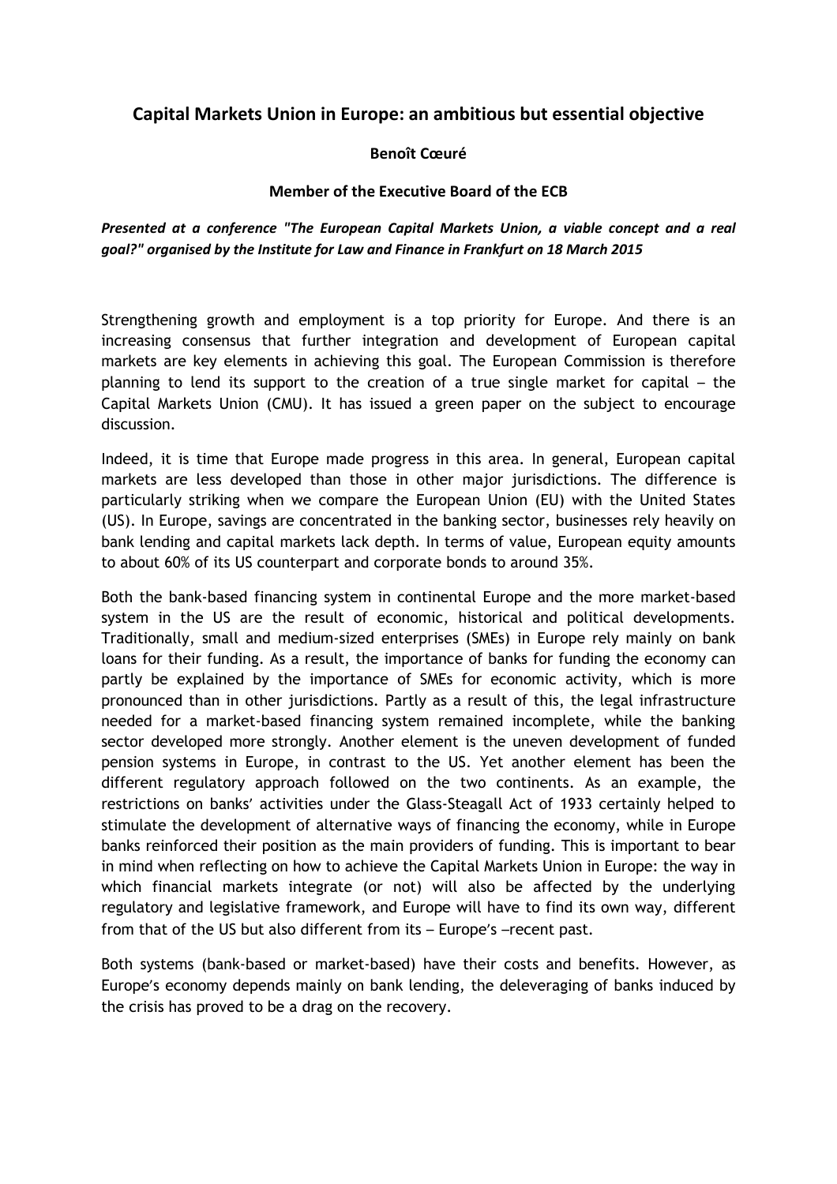# Capital Markets Union in Europe: an ambitious but essential objective

**Benoît Cœuré**

**Member of the Executive Board of the ECB**

***Presented at a conference "The European Capital Markets Union, a viable concept and a real goal?" organised by the Institute for Law and Finance in Frankfurt on 18 March 2015***

Strengthening growth and employment is a top priority for Europe. And there is an increasing consensus that further integration and development of European capital markets are key elements in achieving this goal. The European Commission is therefore planning to lend its support to the creation of a true single market for capital – the Capital Markets Union (CMU). It has issued a green paper on the subject to encourage discussion.

Indeed, it is time that Europe made progress in this area. In general, European capital markets are less developed than those in other major jurisdictions. The difference is particularly striking when we compare the European Union (EU) with the United States (US). In Europe, savings are concentrated in the banking sector, businesses rely heavily on bank lending and capital markets lack depth. In terms of value, European equity amounts to about 60% of its US counterpart and corporate bonds to around 35%.

Both the bank-based financing system in continental Europe and the more market-based system in the US are the result of economic, historical and political developments. Traditionally, small and medium-sized enterprises (SMEs) in Europe rely mainly on bank loans for their funding. As a result, the importance of banks for funding the economy can partly be explained by the importance of SMEs for economic activity, which is more pronounced than in other jurisdictions. Partly as a result of this, the legal infrastructure needed for a market-based financing system remained incomplete, while the banking sector developed more strongly. Another element is the uneven development of funded pension systems in Europe, in contrast to the US. Yet another element has been the different regulatory approach followed on the two continents. As an example, the restrictions on banks' activities under the Glass-Steagall Act of 1933 certainly helped to stimulate the development of alternative ways of financing the economy, while in Europe banks reinforced their position as the main providers of funding. This is important to bear in mind when reflecting on how to achieve the Capital Markets Union in Europe: the way in which financial markets integrate (or not) will also be affected by the underlying regulatory and legislative framework, and Europe will have to find its own way, different from that of the US but also different from its – Europe's –recent past.

Both systems (bank-based or market-based) have their costs and benefits. However, as Europe's economy depends mainly on bank lending, the deleveraging of banks induced by the crisis has proved to be a drag on the recovery.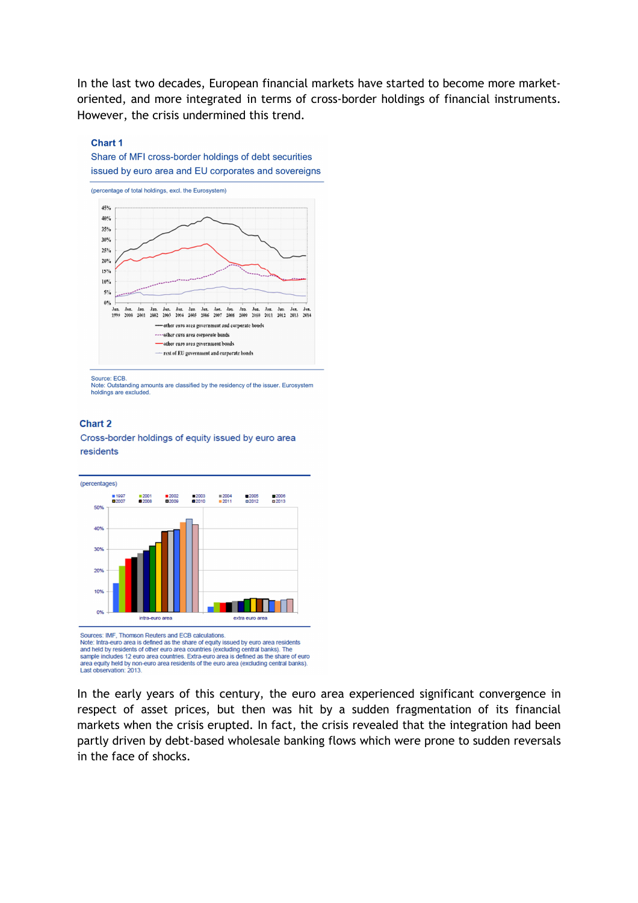In the last two decades, European financial markets have started to become more market-oriented, and more integrated in terms of cross-border holdings of financial instruments. However, the crisis undermined this trend.

**Chart 1**
Share of MFI cross-border holdings of debt securities issued by euro area and EU corporates and sovereigns

(percentage of total holdings, excl. the Eurosystem)

Source: ECB.
Note: Outstanding amounts are classified by the residency of the issuer. Eurosystem holdings are excluded.

**Chart 2**
Cross-border holdings of equity issued by euro area residents

(percentages)

Sources: IMF, Thomson Reuters and ECB calculations.
Note: Intra-euro area is defined as the share of equity issued by euro area residents and held by residents of other euro area countries (excluding central banks). The sample includes 12 euro area countries. Extra-euro area is defined as the share of euro area equity held by non-euro area residents of the euro area (excluding central banks). Last observation: 2013.

In the early years of this century, the euro area experienced significant convergence in respect of asset prices, but then was hit by a sudden fragmentation of its financial markets when the crisis erupted. In fact, the crisis revealed that the integration had been partly driven by debt-based wholesale banking flows which were prone to sudden reversals in the face of shocks.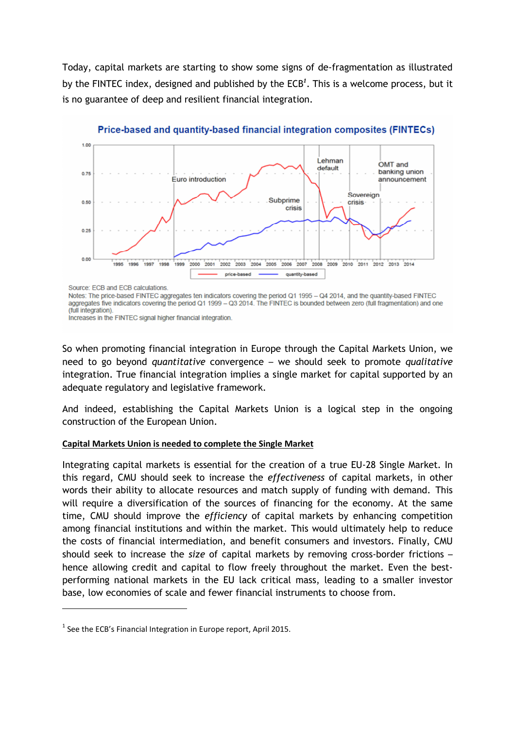Today, capital markets are starting to show some signs of de-fragmentation as illustrated by the FINTEC index, designed and published by the ECB[1]. This is a welcome process, but it is no guarantee of deep and resilient financial integration.

**Price-based and quantity-based financial integration composites (FINTECs)**

Source: ECB and ECB calculations.
Notes: The price-based FINTEC aggregates ten indicators covering the period Q1 1995 – Q4 2014, and the quantity-based FINTEC aggregates five indicators covering the period Q1 1999 – Q3 2014. The FINTEC is bounded between zero (full fragmentation) and one (full integration).
Increases in the FINTEC signal higher financial integration.

So when promoting financial integration in Europe through the Capital Markets Union, we need to go beyond *quantitative* convergence – we should seek to promote *qualitative* integration. True financial integration implies a single market for capital supported by an adequate regulatory and legislative framework.

And indeed, establishing the Capital Markets Union is a logical step in the ongoing construction of the European Union.

**Capital Markets Union is needed to complete the Single Market**

Integrating capital markets is essential for the creation of a true EU-28 Single Market. In this regard, CMU should seek to increase the *effectiveness* of capital markets, in other words their ability to allocate resources and match supply of funding with demand. This will require a diversification of the sources of financing for the economy. At the same time, CMU should improve the *efficiency* of capital markets by enhancing competition among financial institutions and within the market. This would ultimately help to reduce the costs of financial intermediation, and benefit consumers and investors. Finally, CMU should seek to increase the *size* of capital markets by removing cross-border frictions – hence allowing credit and capital to flow freely throughout the market. Even the best-performing national markets in the EU lack critical mass, leading to a smaller investor base, low economies of scale and fewer financial instruments to choose from.

---

[1] See the ECB's Financial Integration in Europe report, April 2015.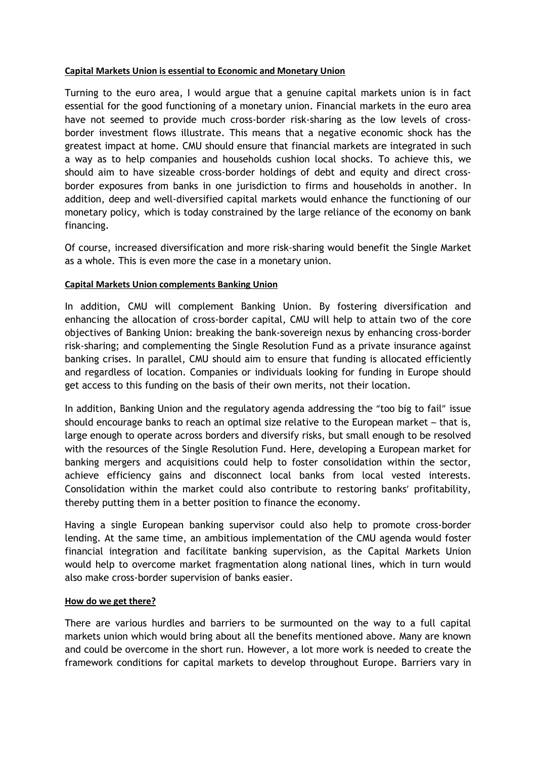**Capital Markets Union is essential to Economic and Monetary Union**

Turning to the euro area, I would argue that a genuine capital markets union is in fact essential for the good functioning of a monetary union. Financial markets in the euro area have not seemed to provide much cross-border risk-sharing as the low levels of cross-border investment flows illustrate. This means that a negative economic shock has the greatest impact at home. CMU should ensure that financial markets are integrated in such a way as to help companies and households cushion local shocks. To achieve this, we should aim to have sizeable cross-border holdings of debt and equity and direct cross-border exposures from banks in one jurisdiction to firms and households in another. In addition, deep and well-diversified capital markets would enhance the functioning of our monetary policy, which is today constrained by the large reliance of the economy on bank financing.

Of course, increased diversification and more risk-sharing would benefit the Single Market as a whole. This is even more the case in a monetary union.

**Capital Markets Union complements Banking Union**

In addition, CMU will complement Banking Union. By fostering diversification and enhancing the allocation of cross-border capital, CMU will help to attain two of the core objectives of Banking Union: breaking the bank-sovereign nexus by enhancing cross-border risk-sharing; and complementing the Single Resolution Fund as a private insurance against banking crises. In parallel, CMU should aim to ensure that funding is allocated efficiently and regardless of location. Companies or individuals looking for funding in Europe should get access to this funding on the basis of their own merits, not their location.

In addition, Banking Union and the regulatory agenda addressing the "too big to fail" issue should encourage banks to reach an optimal size relative to the European market – that is, large enough to operate across borders and diversify risks, but small enough to be resolved with the resources of the Single Resolution Fund. Here, developing a European market for banking mergers and acquisitions could help to foster consolidation within the sector, achieve efficiency gains and disconnect local banks from local vested interests. Consolidation within the market could also contribute to restoring banks' profitability, thereby putting them in a better position to finance the economy.

Having a single European banking supervisor could also help to promote cross-border lending. At the same time, an ambitious implementation of the CMU agenda would foster financial integration and facilitate banking supervision, as the Capital Markets Union would help to overcome market fragmentation along national lines, which in turn would also make cross-border supervision of banks easier.

**How do we get there?**

There are various hurdles and barriers to be surmounted on the way to a full capital markets union which would bring about all the benefits mentioned above. Many are known and could be overcome in the short run. However, a lot more work is needed to create the framework conditions for capital markets to develop throughout Europe. Barriers vary in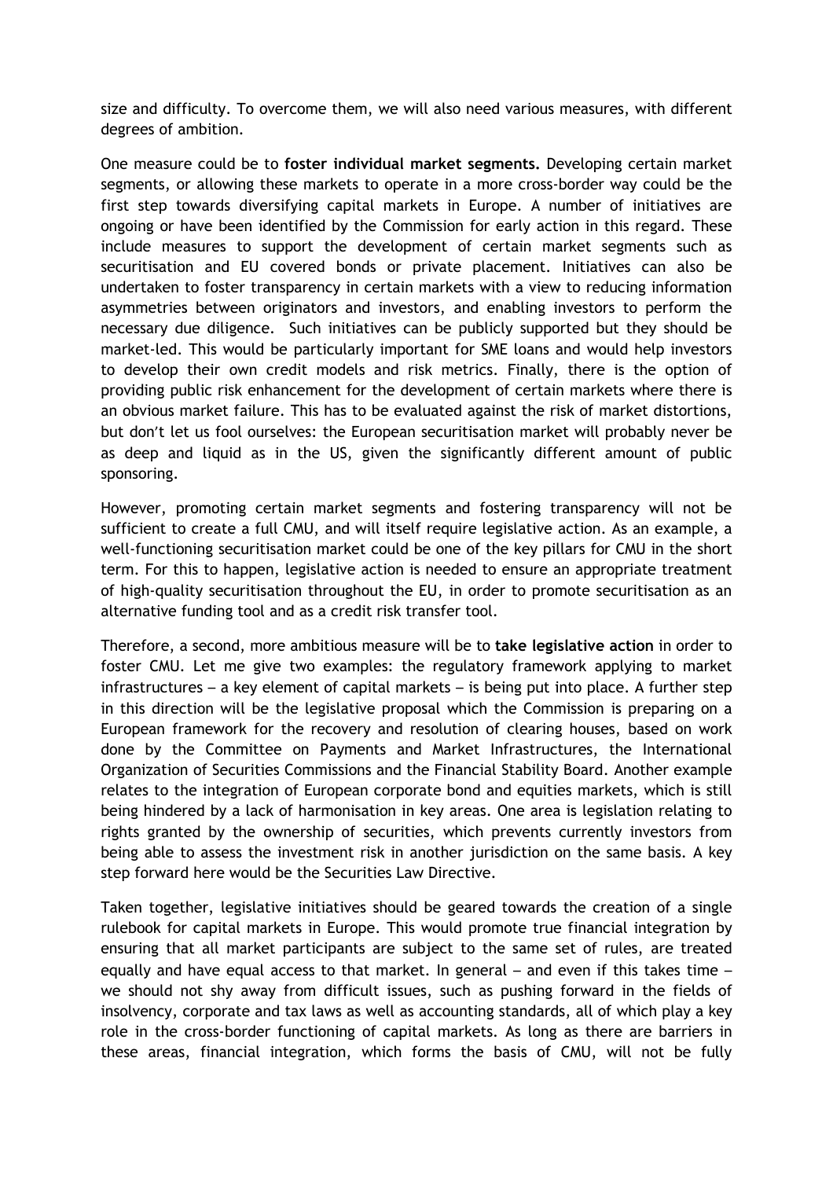size and difficulty. To overcome them, we will also need various measures, with different degrees of ambition.

One measure could be to **foster individual market segments.** Developing certain market segments, or allowing these markets to operate in a more cross-border way could be the first step towards diversifying capital markets in Europe. A number of initiatives are ongoing or have been identified by the Commission for early action in this regard. These include measures to support the development of certain market segments such as securitisation and EU covered bonds or private placement. Initiatives can also be undertaken to foster transparency in certain markets with a view to reducing information asymmetries between originators and investors, and enabling investors to perform the necessary due diligence. Such initiatives can be publicly supported but they should be market-led. This would be particularly important for SME loans and would help investors to develop their own credit models and risk metrics. Finally, there is the option of providing public risk enhancement for the development of certain markets where there is an obvious market failure. This has to be evaluated against the risk of market distortions, but don't let us fool ourselves: the European securitisation market will probably never be as deep and liquid as in the US, given the significantly different amount of public sponsoring.

However, promoting certain market segments and fostering transparency will not be sufficient to create a full CMU, and will itself require legislative action. As an example, a well-functioning securitisation market could be one of the key pillars for CMU in the short term. For this to happen, legislative action is needed to ensure an appropriate treatment of high-quality securitisation throughout the EU, in order to promote securitisation as an alternative funding tool and as a credit risk transfer tool.

Therefore, a second, more ambitious measure will be to **take legislative action** in order to foster CMU. Let me give two examples: the regulatory framework applying to market infrastructures – a key element of capital markets – is being put into place. A further step in this direction will be the legislative proposal which the Commission is preparing on a European framework for the recovery and resolution of clearing houses, based on work done by the Committee on Payments and Market Infrastructures, the International Organization of Securities Commissions and the Financial Stability Board. Another example relates to the integration of European corporate bond and equities markets, which is still being hindered by a lack of harmonisation in key areas. One area is legislation relating to rights granted by the ownership of securities, which prevents currently investors from being able to assess the investment risk in another jurisdiction on the same basis. A key step forward here would be the Securities Law Directive.

Taken together, legislative initiatives should be geared towards the creation of a single rulebook for capital markets in Europe. This would promote true financial integration by ensuring that all market participants are subject to the same set of rules, are treated equally and have equal access to that market. In general – and even if this takes time – we should not shy away from difficult issues, such as pushing forward in the fields of insolvency, corporate and tax laws as well as accounting standards, all of which play a key role in the cross-border functioning of capital markets. As long as there are barriers in these areas, financial integration, which forms the basis of CMU, will not be fully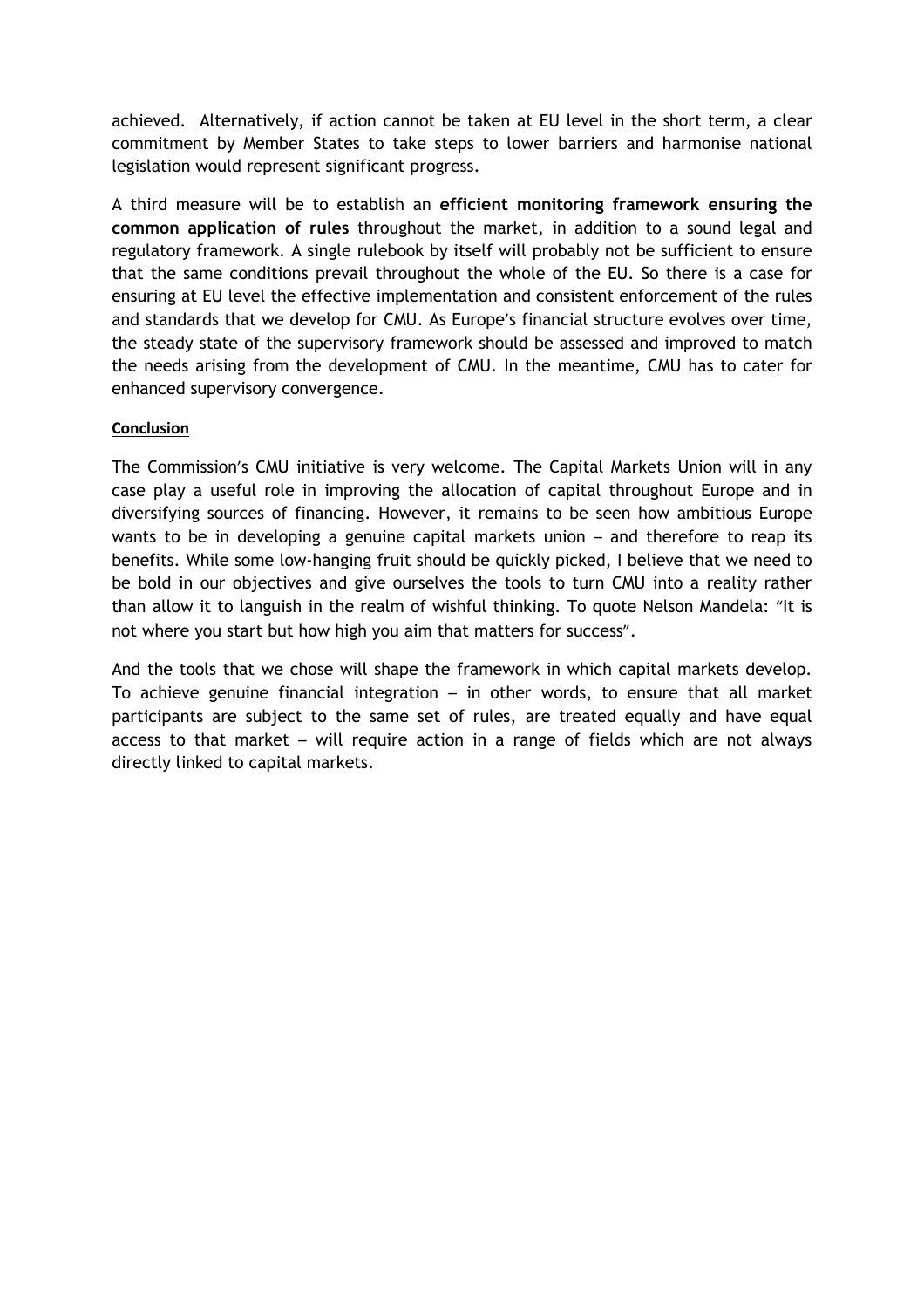achieved. Alternatively, if action cannot be taken at EU level in the short term, a clear commitment by Member States to take steps to lower barriers and harmonise national legislation would represent significant progress.

A third measure will be to establish an **efficient monitoring framework ensuring the common application of rules** throughout the market, in addition to a sound legal and regulatory framework. A single rulebook by itself will probably not be sufficient to ensure that the same conditions prevail throughout the whole of the EU. So there is a case for ensuring at EU level the effective implementation and consistent enforcement of the rules and standards that we develop for CMU. As Europe's financial structure evolves over time, the steady state of the supervisory framework should be assessed and improved to match the needs arising from the development of CMU. In the meantime, CMU has to cater for enhanced supervisory convergence.

**Conclusion**

The Commission's CMU initiative is very welcome. The Capital Markets Union will in any case play a useful role in improving the allocation of capital throughout Europe and in diversifying sources of financing. However, it remains to be seen how ambitious Europe wants to be in developing a genuine capital markets union – and therefore to reap its benefits. While some low-hanging fruit should be quickly picked, I believe that we need to be bold in our objectives and give ourselves the tools to turn CMU into a reality rather than allow it to languish in the realm of wishful thinking. To quote Nelson Mandela: "It is not where you start but how high you aim that matters for success".

And the tools that we chose will shape the framework in which capital markets develop. To achieve genuine financial integration – in other words, to ensure that all market participants are subject to the same set of rules, are treated equally and have equal access to that market – will require action in a range of fields which are not always directly linked to capital markets.